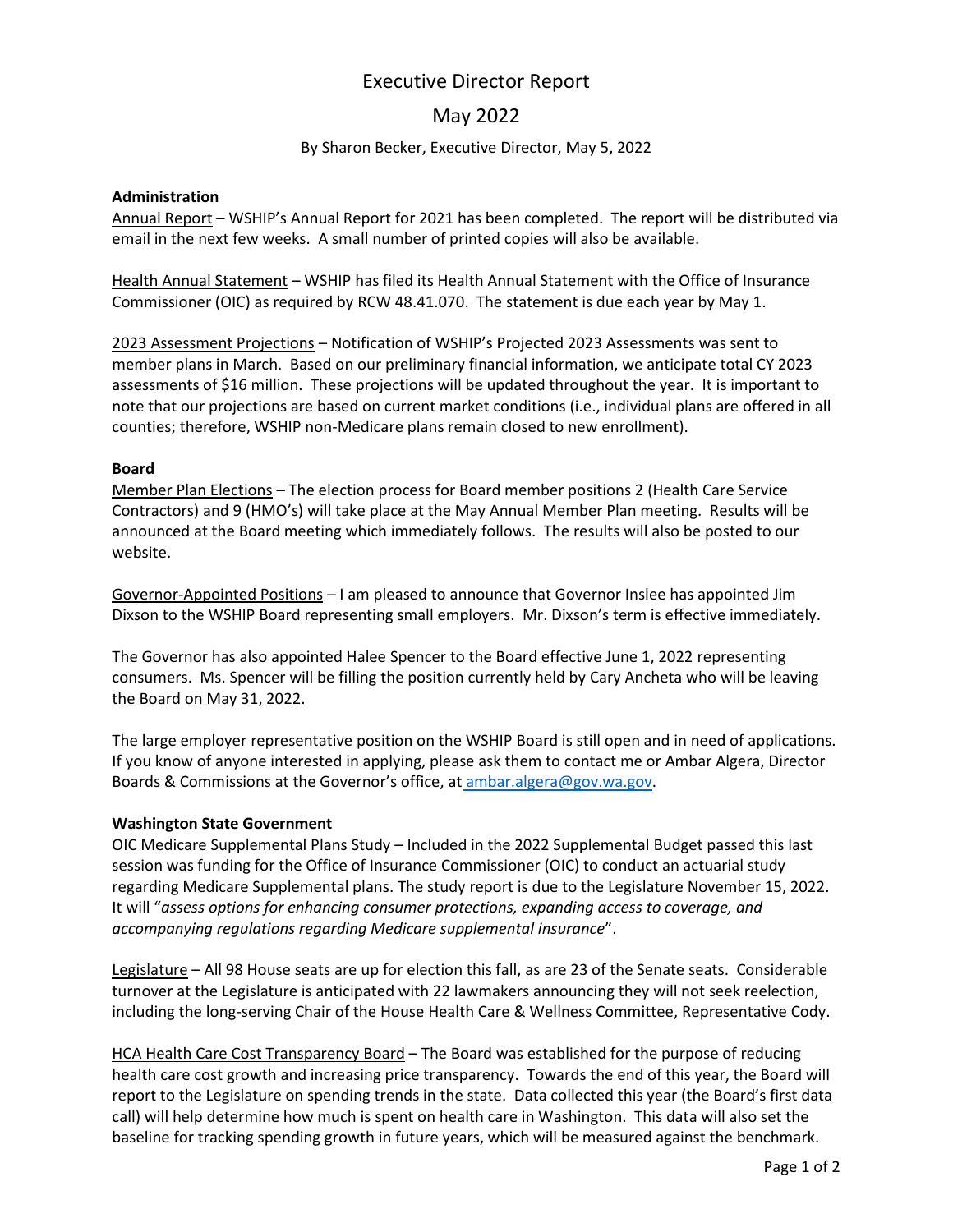# Executive Director Report

## May 2022

By Sharon Becker, Executive Director, May 5, 2022

**Administration**

Annual Report – WSHIP's Annual Report for 2021 has been completed. The report will be distributed via email in the next few weeks. A small number of printed copies will also be available.

Health Annual Statement – WSHIP has filed its Health Annual Statement with the Office of Insurance Commissioner (OIC) as required by RCW 48.41.070. The statement is due each year by May 1.

2023 Assessment Projections – Notification of WSHIP's Projected 2023 Assessments was sent to member plans in March. Based on our preliminary financial information, we anticipate total CY 2023 assessments of $16 million. These projections will be updated throughout the year. It is important to note that our projections are based on current market conditions (i.e., individual plans are offered in all counties; therefore, WSHIP non-Medicare plans remain closed to new enrollment).

**Board**

Member Plan Elections – The election process for Board member positions 2 (Health Care Service Contractors) and 9 (HMO's) will take place at the May Annual Member Plan meeting. Results will be announced at the Board meeting which immediately follows. The results will also be posted to our website.

Governor-Appointed Positions – I am pleased to announce that Governor Inslee has appointed Jim Dixson to the WSHIP Board representing small employers. Mr. Dixson's term is effective immediately.

The Governor has also appointed Halee Spencer to the Board effective June 1, 2022 representing consumers. Ms. Spencer will be filling the position currently held by Cary Ancheta who will be leaving the Board on May 31, 2022.

The large employer representative position on the WSHIP Board is still open and in need of applications. If you know of anyone interested in applying, please ask them to contact me or Ambar Algera, Director Boards & Commissions at the Governor's office, at ambar.algera@gov.wa.gov.

**Washington State Government**

OIC Medicare Supplemental Plans Study – Included in the 2022 Supplemental Budget passed this last session was funding for the Office of Insurance Commissioner (OIC) to conduct an actuarial study regarding Medicare Supplemental plans. The study report is due to the Legislature November 15, 2022. It will "*assess options for enhancing consumer protections, expanding access to coverage, and accompanying regulations regarding Medicare supplemental insurance*".

Legislature – All 98 House seats are up for election this fall, as are 23 of the Senate seats. Considerable turnover at the Legislature is anticipated with 22 lawmakers announcing they will not seek reelection, including the long-serving Chair of the House Health Care & Wellness Committee, Representative Cody.

HCA Health Care Cost Transparency Board – The Board was established for the purpose of reducing health care cost growth and increasing price transparency. Towards the end of this year, the Board will report to the Legislature on spending trends in the state. Data collected this year (the Board's first data call) will help determine how much is spent on health care in Washington. This data will also set the baseline for tracking spending growth in future years, which will be measured against the benchmark.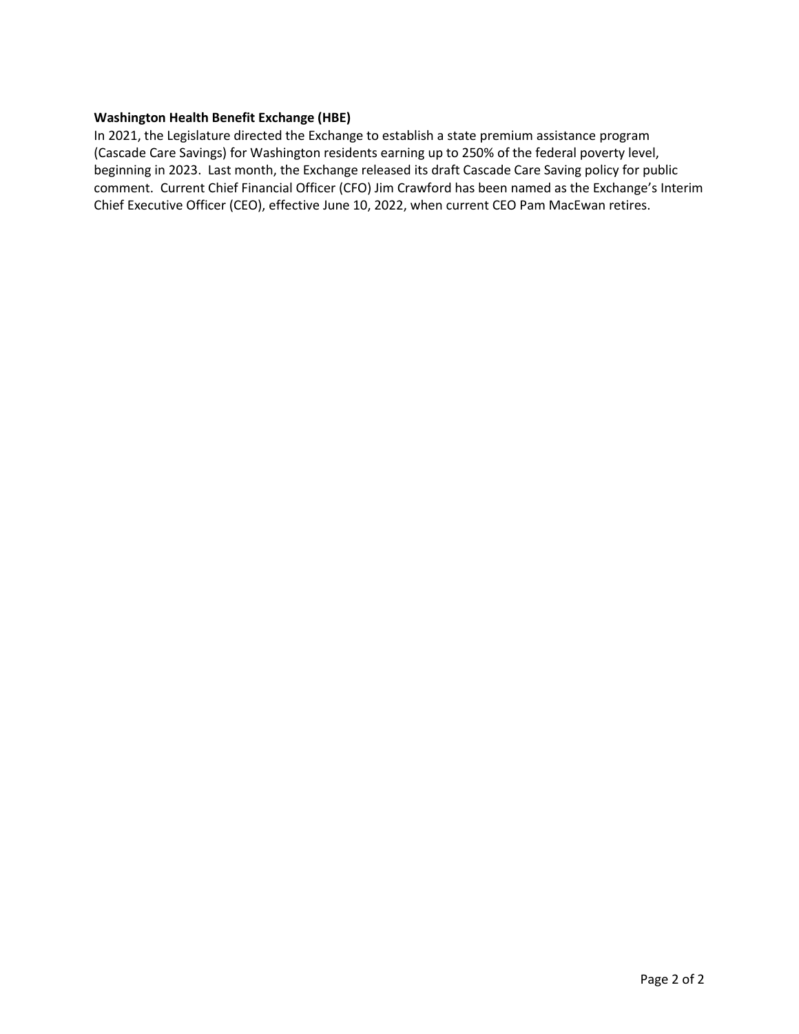**Washington Health Benefit Exchange (HBE)**

In 2021, the Legislature directed the Exchange to establish a state premium assistance program (Cascade Care Savings) for Washington residents earning up to 250% of the federal poverty level, beginning in 2023. Last month, the Exchange released its draft Cascade Care Saving policy for public comment. Current Chief Financial Officer (CFO) Jim Crawford has been named as the Exchange's Interim Chief Executive Officer (CEO), effective June 10, 2022, when current CEO Pam MacEwan retires.